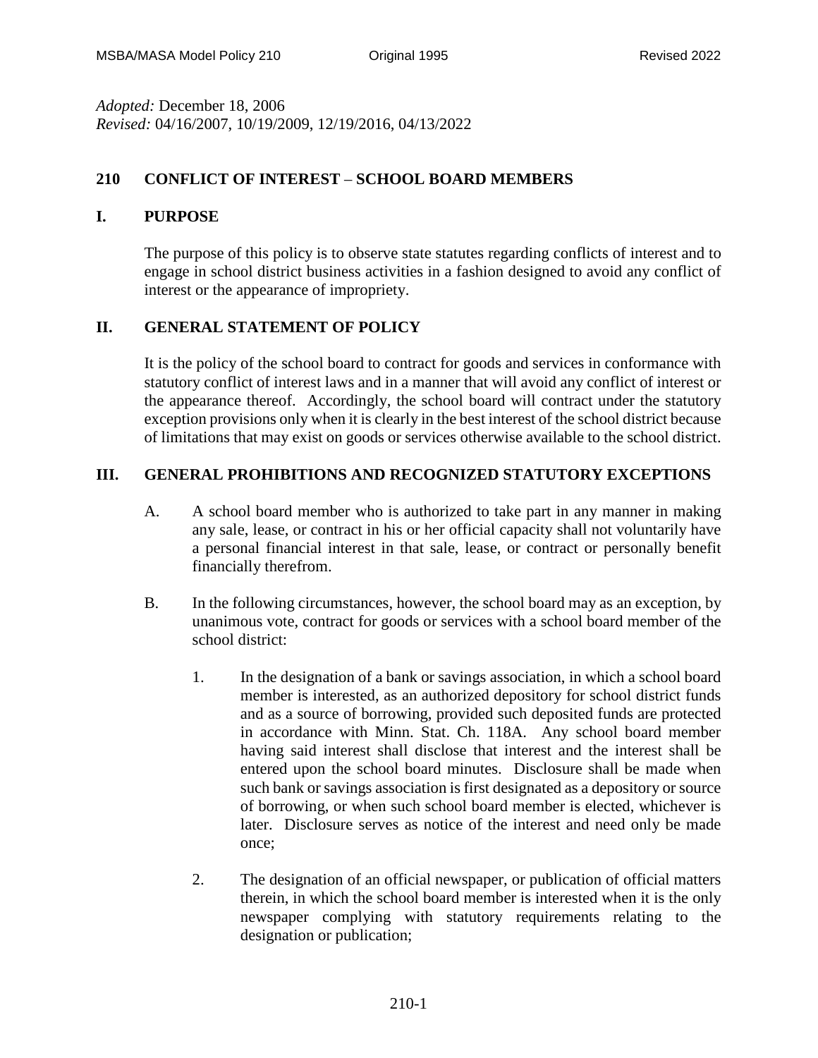*Adopted:* December 18, 2006
*Revised:* 04/16/2007, 10/19/2009, 12/19/2016, 04/13/2022

# 210 CONFLICT OF INTEREST – SCHOOL BOARD MEMBERS

## I. PURPOSE

The purpose of this policy is to observe state statutes regarding conflicts of interest and to engage in school district business activities in a fashion designed to avoid any conflict of interest or the appearance of impropriety.

## II. GENERAL STATEMENT OF POLICY

It is the policy of the school board to contract for goods and services in conformance with statutory conflict of interest laws and in a manner that will avoid any conflict of interest or the appearance thereof. Accordingly, the school board will contract under the statutory exception provisions only when it is clearly in the best interest of the school district because of limitations that may exist on goods or services otherwise available to the school district.

## III. GENERAL PROHIBITIONS AND RECOGNIZED STATUTORY EXCEPTIONS

A. A school board member who is authorized to take part in any manner in making any sale, lease, or contract in his or her official capacity shall not voluntarily have a personal financial interest in that sale, lease, or contract or personally benefit financially therefrom.

B. In the following circumstances, however, the school board may as an exception, by unanimous vote, contract for goods or services with a school board member of the school district:

1. In the designation of a bank or savings association, in which a school board member is interested, as an authorized depository for school district funds and as a source of borrowing, provided such deposited funds are protected in accordance with Minn. Stat. Ch. 118A. Any school board member having said interest shall disclose that interest and the interest shall be entered upon the school board minutes. Disclosure shall be made when such bank or savings association is first designated as a depository or source of borrowing, or when such school board member is elected, whichever is later. Disclosure serves as notice of the interest and need only be made once;

2. The designation of an official newspaper, or publication of official matters therein, in which the school board member is interested when it is the only newspaper complying with statutory requirements relating to the designation or publication;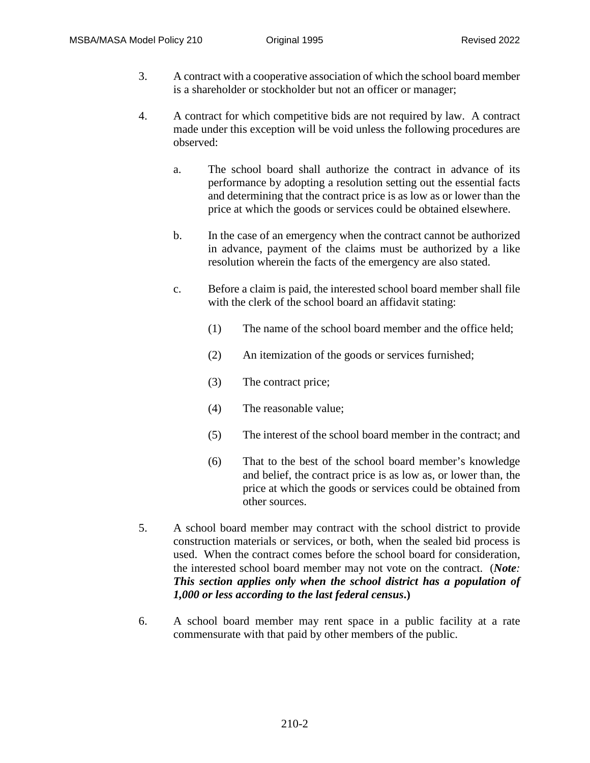3. A contract with a cooperative association of which the school board member is a shareholder or stockholder but not an officer or manager;

4. A contract for which competitive bids are not required by law. A contract made under this exception will be void unless the following procedures are observed:

    a. The school board shall authorize the contract in advance of its performance by adopting a resolution setting out the essential facts and determining that the contract price is as low as or lower than the price at which the goods or services could be obtained elsewhere.

    b. In the case of an emergency when the contract cannot be authorized in advance, payment of the claims must be authorized by a like resolution wherein the facts of the emergency are also stated.

    c. Before a claim is paid, the interested school board member shall file with the clerk of the school board an affidavit stating:

        (1) The name of the school board member and the office held;

        (2) An itemization of the goods or services furnished;

        (3) The contract price;

        (4) The reasonable value;

        (5) The interest of the school board member in the contract; and

        (6) That to the best of the school board member's knowledge and belief, the contract price is as low as, or lower than, the price at which the goods or services could be obtained from other sources.

5. A school board member may contract with the school district to provide construction materials or services, or both, when the sealed bid process is used. When the contract comes before the school board for consideration, the interested school board member may not vote on the contract. (***Note: This section applies only when the school district has a population of 1,000 or less according to the last federal census*.**)

6. A school board member may rent space in a public facility at a rate commensurate with that paid by other members of the public.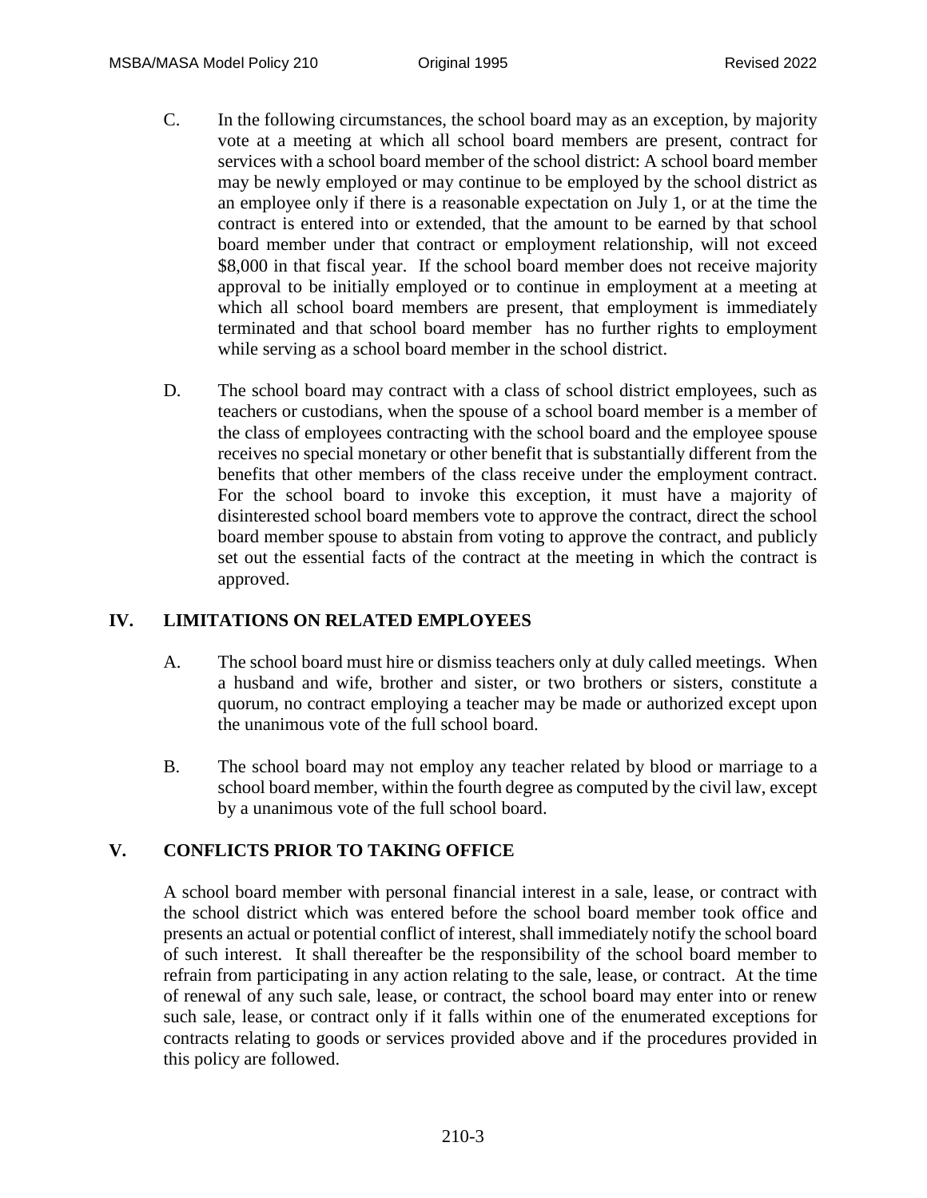C. In the following circumstances, the school board may as an exception, by majority vote at a meeting at which all school board members are present, contract for services with a school board member of the school district: A school board member may be newly employed or may continue to be employed by the school district as an employee only if there is a reasonable expectation on July 1, or at the time the contract is entered into or extended, that the amount to be earned by that school board member under that contract or employment relationship, will not exceed $8,000 in that fiscal year. If the school board member does not receive majority approval to be initially employed or to continue in employment at a meeting at which all school board members are present, that employment is immediately terminated and that school board member has no further rights to employment while serving as a school board member in the school district.

D. The school board may contract with a class of school district employees, such as teachers or custodians, when the spouse of a school board member is a member of the class of employees contracting with the school board and the employee spouse receives no special monetary or other benefit that is substantially different from the benefits that other members of the class receive under the employment contract. For the school board to invoke this exception, it must have a majority of disinterested school board members vote to approve the contract, direct the school board member spouse to abstain from voting to approve the contract, and publicly set out the essential facts of the contract at the meeting in which the contract is approved.

## IV. LIMITATIONS ON RELATED EMPLOYEES

A. The school board must hire or dismiss teachers only at duly called meetings. When a husband and wife, brother and sister, or two brothers or sisters, constitute a quorum, no contract employing a teacher may be made or authorized except upon the unanimous vote of the full school board.

B. The school board may not employ any teacher related by blood or marriage to a school board member, within the fourth degree as computed by the civil law, except by a unanimous vote of the full school board.

## V. CONFLICTS PRIOR TO TAKING OFFICE

A school board member with personal financial interest in a sale, lease, or contract with the school district which was entered before the school board member took office and presents an actual or potential conflict of interest, shall immediately notify the school board of such interest. It shall thereafter be the responsibility of the school board member to refrain from participating in any action relating to the sale, lease, or contract. At the time of renewal of any such sale, lease, or contract, the school board may enter into or renew such sale, lease, or contract only if it falls within one of the enumerated exceptions for contracts relating to goods or services provided above and if the procedures provided in this policy are followed.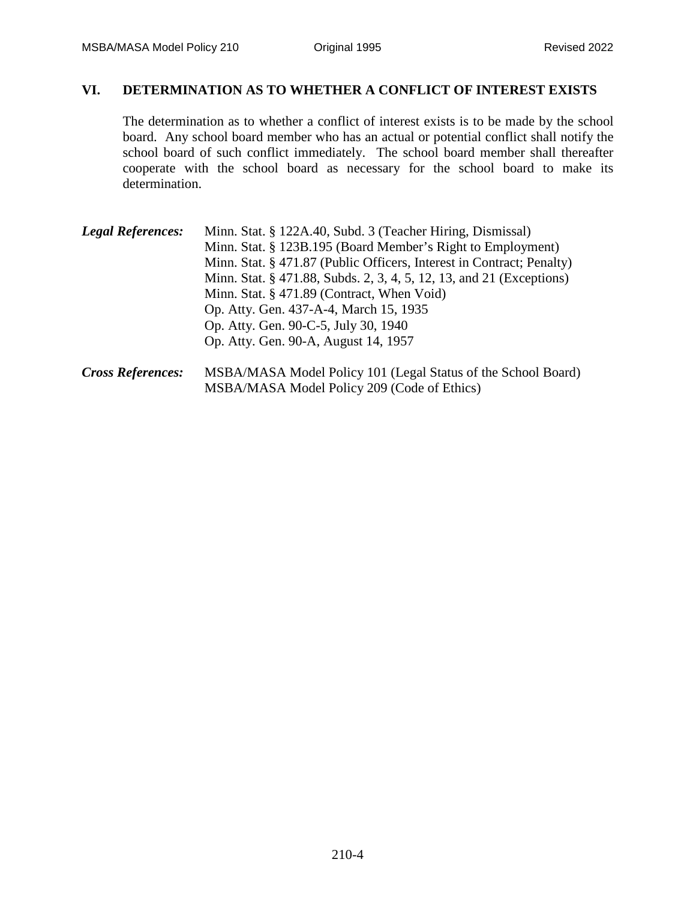## VI. DETERMINATION AS TO WHETHER A CONFLICT OF INTEREST EXISTS

The determination as to whether a conflict of interest exists is to be made by the school board. Any school board member who has an actual or potential conflict shall notify the school board of such conflict immediately. The school board member shall thereafter cooperate with the school board as necessary for the school board to make its determination.

***Legal References:***

Minn. Stat. § 122A.40, Subd. 3 (Teacher Hiring, Dismissal)
Minn. Stat. § 123B.195 (Board Member's Right to Employment)
Minn. Stat. § 471.87 (Public Officers, Interest in Contract; Penalty)
Minn. Stat. § 471.88, Subds. 2, 3, 4, 5, 12, 13, and 21 (Exceptions)
Minn. Stat. § 471.89 (Contract, When Void)
Op. Atty. Gen. 437-A-4, March 15, 1935
Op. Atty. Gen. 90-C-5, July 30, 1940
Op. Atty. Gen. 90-A, August 14, 1957

***Cross References:***

MSBA/MASA Model Policy 101 (Legal Status of the School Board)
MSBA/MASA Model Policy 209 (Code of Ethics)